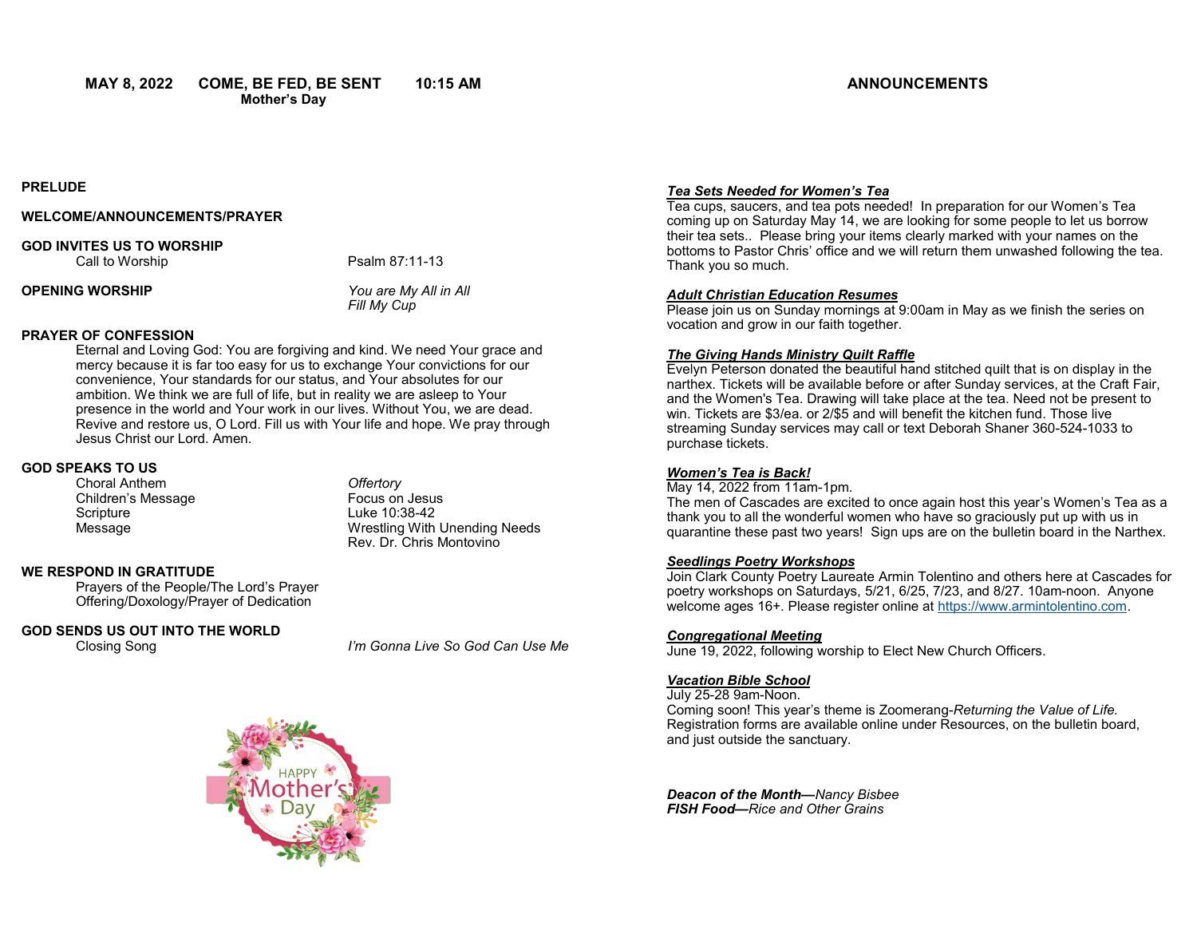**MAY 8, 2022 COME, BE FED, BE SENT 10:15 AM**
**Mother's Day**

**PRELUDE**

**WELCOME/ANNOUNCEMENTS/PRAYER**

**GOD INVITES US TO WORSHIP**

Call to Worship — Psalm 87:11-13

**OPENING WORSHIP** — *You are My All in All*
*Fill My Cup*

**PRAYER OF CONFESSION**

Eternal and Loving God: You are forgiving and kind. We need Your grace and mercy because it is far too easy for us to exchange Your convictions for our convenience, Your standards for our status, and Your absolutes for our ambition. We think we are full of life, but in reality we are asleep to Your presence in the world and Your work in our lives. Without You, we are dead. Revive and restore us, O Lord. Fill us with Your life and hope. We pray through Jesus Christ our Lord. Amen.

**GOD SPEAKS TO US**

Choral Anthem — *Offertory*
Children's Message — Focus on Jesus
Scripture — Luke 10:38-42
Message — Wrestling With Unending Needs
Rev. Dr. Chris Montovino

**WE RESPOND IN GRATITUDE**

Prayers of the People/The Lord's Prayer
Offering/Doxology/Prayer of Dedication

**GOD SENDS US OUT INTO THE WORLD**

Closing Song — *I'm Gonna Live So God Can Use Me*

HAPPY Mother's Day

## ANNOUNCEMENTS

***Tea Sets Needed for Women's Tea***

Tea cups, saucers, and tea pots needed! In preparation for our Women's Tea coming up on Saturday May 14, we are looking for some people to let us borrow their tea sets.. Please bring your items clearly marked with your names on the bottoms to Pastor Chris' office and we will return them unwashed following the tea. Thank you so much.

***Adult Christian Education Resumes***

Please join us on Sunday mornings at 9:00am in May as we finish the series on vocation and grow in our faith together.

***The Giving Hands Ministry Quilt Raffle***

Evelyn Peterson donated the beautiful hand stitched quilt that is on display in the narthex. Tickets will be available before or after Sunday services, at the Craft Fair, and the Women's Tea. Drawing will take place at the tea. Need not be present to win. Tickets are $3/ea. or 2/$5 and will benefit the kitchen fund. Those live streaming Sunday services may call or text Deborah Shaner 360-524-1033 to purchase tickets.

***Women's Tea is Back!***

May 14, 2022 from 11am-1pm.
The men of Cascades are excited to once again host this year's Women's Tea as a thank you to all the wonderful women who have so graciously put up with us in quarantine these past two years! Sign ups are on the bulletin board in the Narthex.

***Seedlings Poetry Workshops***

Join Clark County Poetry Laureate Armin Tolentino and others here at Cascades for poetry workshops on Saturdays, 5/21, 6/25, 7/23, and 8/27. 10am-noon. Anyone welcome ages 16+. Please register online at https://www.armintolentino.com.

***Congregational Meeting***

June 19, 2022, following worship to Elect New Church Officers.

***Vacation Bible School***

July 25-28 9am-Noon.
Coming soon! This year's theme is Zoomerang-*Returning the Value of Life.* Registration forms are available online under Resources, on the bulletin board, and just outside the sanctuary.

***Deacon of the Month—****Nancy Bisbee*
***FISH Food—****Rice and Other Grains*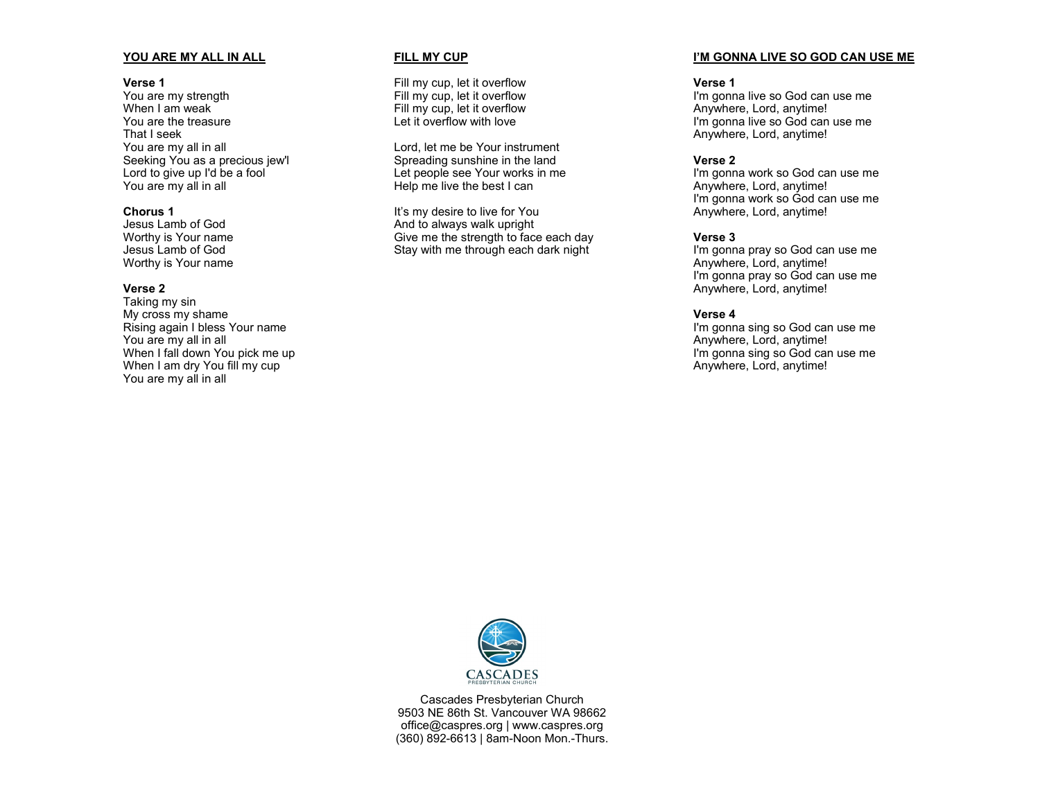## YOU ARE MY ALL IN ALL

**Verse 1**
You are my strength
When I am weak
You are the treasure
That I seek
You are my all in all
Seeking You as a precious jew'l
Lord to give up I'd be a fool
You are my all in all

**Chorus 1**
Jesus Lamb of God
Worthy is Your name
Jesus Lamb of God
Worthy is Your name

**Verse 2**
Taking my sin
My cross my shame
Rising again I bless Your name
You are my all in all
When I fall down You pick me up
When I am dry You fill my cup
You are my all in all

## FILL MY CUP

Fill my cup, let it overflow
Fill my cup, let it overflow
Fill my cup, let it overflow
Let it overflow with love

Lord, let me be Your instrument
Spreading sunshine in the land
Let people see Your works in me
Help me live the best I can

It's my desire to live for You
And to always walk upright
Give me the strength to face each day
Stay with me through each dark night

## I'M GONNA LIVE SO GOD CAN USE ME

**Verse 1**
I'm gonna live so God can use me
Anywhere, Lord, anytime!
I'm gonna live so God can use me
Anywhere, Lord, anytime!

**Verse 2**
I'm gonna work so God can use me
Anywhere, Lord, anytime!
I'm gonna work so God can use me
Anywhere, Lord, anytime!

**Verse 3**
I'm gonna pray so God can use me
Anywhere, Lord, anytime!
I'm gonna pray so God can use me
Anywhere, Lord, anytime!

**Verse 4**
I'm gonna sing so God can use me
Anywhere, Lord, anytime!
I'm gonna sing so God can use me
Anywhere, Lord, anytime!

CASCADES
PRESBYTERIAN CHURCH

Cascades Presbyterian Church
9503 NE 86th St. Vancouver WA 98662
office@caspres.org | www.caspres.org
(360) 892-6613 | 8am-Noon Mon.-Thurs.